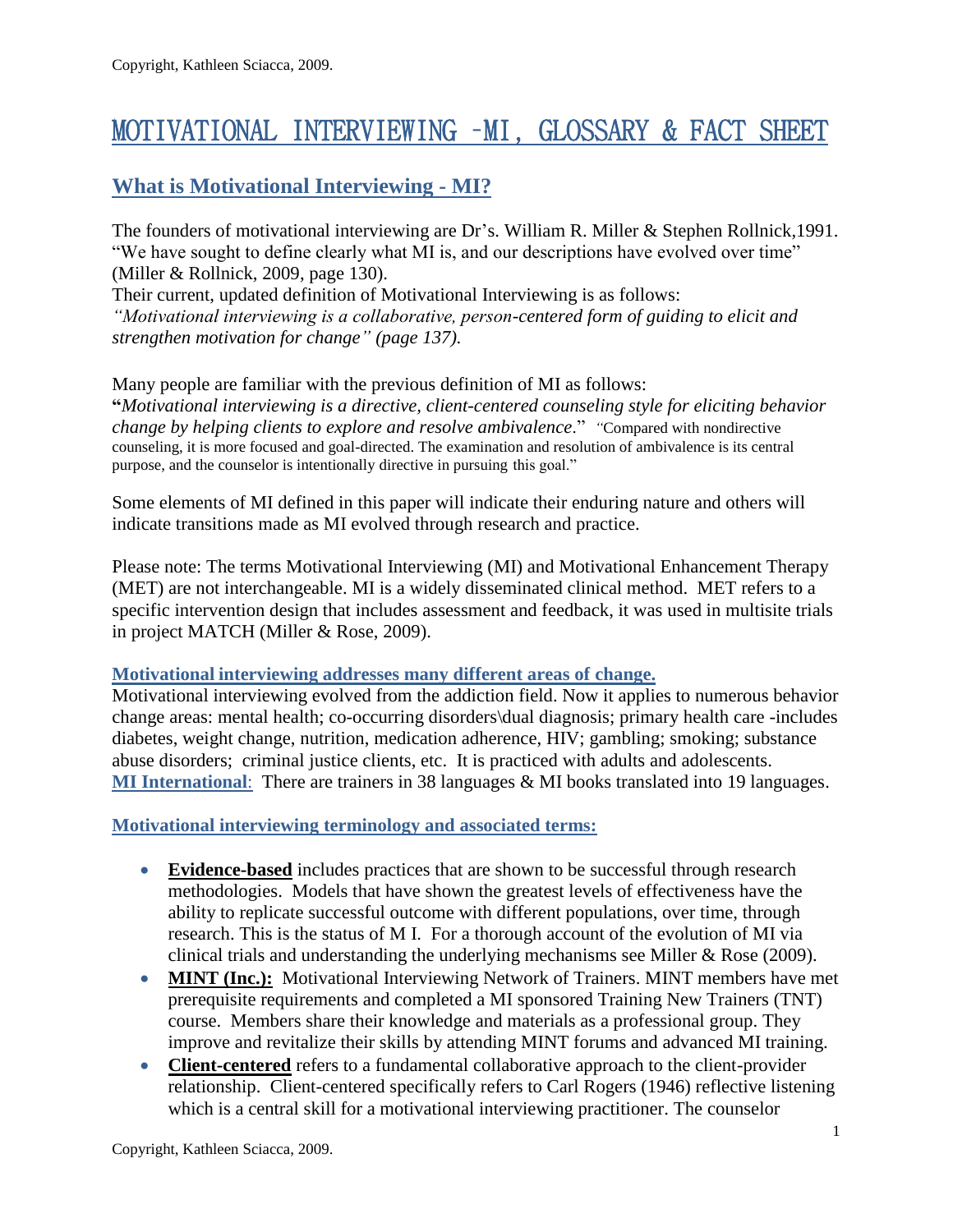# MOTIVATIONAL INTERVIEWING –MI, GLOSSARY & FACT SHEET

## What is Motivational Interviewing - MI?

The founders of motivational interviewing are Dr's. William R. Miller & Stephen Rollnick,1991. "We have sought to define clearly what MI is, and our descriptions have evolved over time" (Miller & Rollnick, 2009, page 130).
Their current, updated definition of Motivational Interviewing is as follows:
*"Motivational interviewing is a collaborative, person-centered form of guiding to elicit and strengthen motivation for change" (page 137).*

Many people are familiar with the previous definition of MI as follows:
**"***Motivational interviewing is a directive, client-centered counseling style for eliciting behavior change by helping clients to explore and resolve ambivalence*." "Compared with nondirective counseling, it is more focused and goal-directed. The examination and resolution of ambivalence is its central purpose, and the counselor is intentionally directive in pursuing this goal."

Some elements of MI defined in this paper will indicate their enduring nature and others will indicate transitions made as MI evolved through research and practice.

Please note: The terms Motivational Interviewing (MI) and Motivational Enhancement Therapy (MET) are not interchangeable. MI is a widely disseminated clinical method. MET refers to a specific intervention design that includes assessment and feedback, it was used in multisite trials in project MATCH (Miller & Rose, 2009).

### Motivational interviewing addresses many different areas of change.

Motivational interviewing evolved from the addiction field. Now it applies to numerous behavior change areas: mental health; co-occurring disorders\dual diagnosis; primary health care -includes diabetes, weight change, nutrition, medication adherence, HIV; gambling; smoking; substance abuse disorders; criminal justice clients, etc. It is practiced with adults and adolescents.
**MI International**: There are trainers in 38 languages & MI books translated into 19 languages.

### Motivational interviewing terminology and associated terms:

- **Evidence-based** includes practices that are shown to be successful through research methodologies. Models that have shown the greatest levels of effectiveness have the ability to replicate successful outcome with different populations, over time, through research. This is the status of M I. For a thorough account of the evolution of MI via clinical trials and understanding the underlying mechanisms see Miller & Rose (2009).
- **MINT (Inc.):** Motivational Interviewing Network of Trainers. MINT members have met prerequisite requirements and completed a MI sponsored Training New Trainers (TNT) course. Members share their knowledge and materials as a professional group. They improve and revitalize their skills by attending MINT forums and advanced MI training.
- **Client-centered** refers to a fundamental collaborative approach to the client-provider relationship. Client-centered specifically refers to Carl Rogers (1946) reflective listening which is a central skill for a motivational interviewing practitioner. The counselor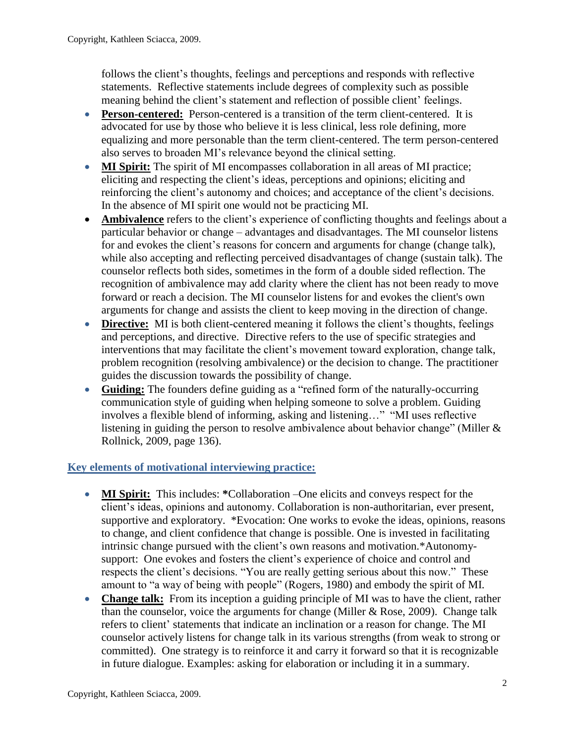follows the client's thoughts, feelings and perceptions and responds with reflective statements. Reflective statements include degrees of complexity such as possible meaning behind the client's statement and reflection of possible client' feelings.

- **Person-centered:** Person-centered is a transition of the term client-centered. It is advocated for use by those who believe it is less clinical, less role defining, more equalizing and more personable than the term client-centered. The term person-centered also serves to broaden MI's relevance beyond the clinical setting.
- **MI Spirit:** The spirit of MI encompasses collaboration in all areas of MI practice; eliciting and respecting the client's ideas, perceptions and opinions; eliciting and reinforcing the client's autonomy and choices; and acceptance of the client's decisions. In the absence of MI spirit one would not be practicing MI.
- **Ambivalence** refers to the client's experience of conflicting thoughts and feelings about a particular behavior or change – advantages and disadvantages. The MI counselor listens for and evokes the client's reasons for concern and arguments for change (change talk), while also accepting and reflecting perceived disadvantages of change (sustain talk). The counselor reflects both sides, sometimes in the form of a double sided reflection. The recognition of ambivalence may add clarity where the client has not been ready to move forward or reach a decision. The MI counselor listens for and evokes the client's own arguments for change and assists the client to keep moving in the direction of change.
- **Directive:** MI is both client-centered meaning it follows the client's thoughts, feelings and perceptions, and directive. Directive refers to the use of specific strategies and interventions that may facilitate the client's movement toward exploration, change talk, problem recognition (resolving ambivalence) or the decision to change. The practitioner guides the discussion towards the possibility of change.
- **Guiding:** The founders define guiding as a "refined form of the naturally-occurring communication style of guiding when helping someone to solve a problem. Guiding involves a flexible blend of informing, asking and listening…" "MI uses reflective listening in guiding the person to resolve ambivalence about behavior change" (Miller & Rollnick, 2009, page 136).

## Key elements of motivational interviewing practice:

- **MI Spirit:** This includes: **\***Collaboration –One elicits and conveys respect for the client's ideas, opinions and autonomy. Collaboration is non-authoritarian, ever present, supportive and exploratory. *Evocation: One works to evoke the ideas, opinions, reasons to change, and client confidence that change is possible. One is invested in facilitating intrinsic change pursued with the client's own reasons and motivation.*Autonomy-support: One evokes and fosters the client's experience of choice and control and respects the client's decisions. "You are really getting serious about this now." These amount to "a way of being with people" (Rogers, 1980) and embody the spirit of MI.
- **Change talk:** From its inception a guiding principle of MI was to have the client, rather than the counselor, voice the arguments for change (Miller & Rose, 2009). Change talk refers to client' statements that indicate an inclination or a reason for change. The MI counselor actively listens for change talk in its various strengths (from weak to strong or committed). One strategy is to reinforce it and carry it forward so that it is recognizable in future dialogue. Examples: asking for elaboration or including it in a summary.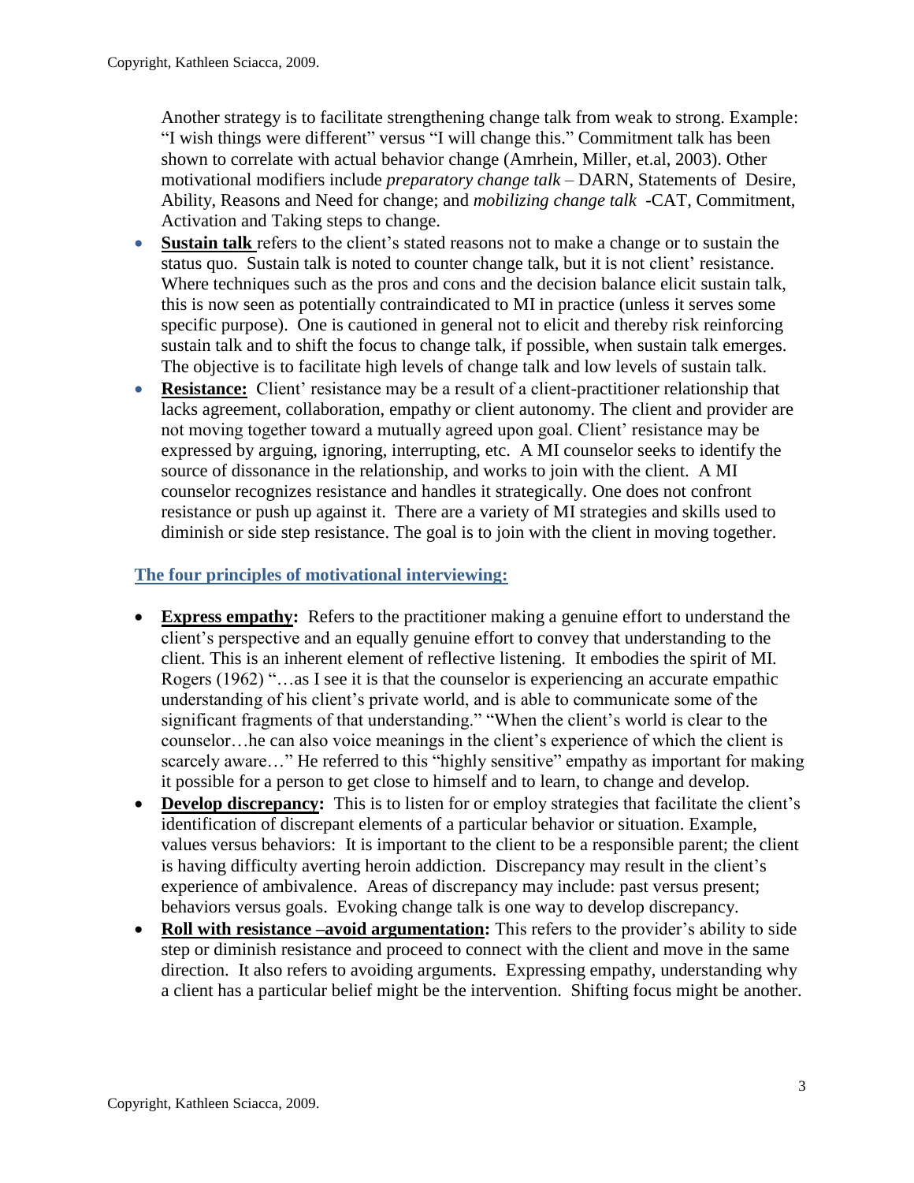Another strategy is to facilitate strengthening change talk from weak to strong. Example: "I wish things were different" versus "I will change this." Commitment talk has been shown to correlate with actual behavior change (Amrhein, Miller, et.al, 2003). Other motivational modifiers include *preparatory change talk* – DARN, Statements of Desire, Ability, Reasons and Need for change; and *mobilizing change talk* -CAT, Commitment, Activation and Taking steps to change.

- **Sustain talk** refers to the client's stated reasons not to make a change or to sustain the status quo. Sustain talk is noted to counter change talk, but it is not client' resistance. Where techniques such as the pros and cons and the decision balance elicit sustain talk, this is now seen as potentially contraindicated to MI in practice (unless it serves some specific purpose). One is cautioned in general not to elicit and thereby risk reinforcing sustain talk and to shift the focus to change talk, if possible, when sustain talk emerges. The objective is to facilitate high levels of change talk and low levels of sustain talk.
- **Resistance:** Client' resistance may be a result of a client-practitioner relationship that lacks agreement, collaboration, empathy or client autonomy. The client and provider are not moving together toward a mutually agreed upon goal. Client' resistance may be expressed by arguing, ignoring, interrupting, etc. A MI counselor seeks to identify the source of dissonance in the relationship, and works to join with the client. A MI counselor recognizes resistance and handles it strategically. One does not confront resistance or push up against it. There are a variety of MI strategies and skills used to diminish or side step resistance. The goal is to join with the client in moving together.

## The four principles of motivational interviewing:

- **Express empathy:** Refers to the practitioner making a genuine effort to understand the client's perspective and an equally genuine effort to convey that understanding to the client. This is an inherent element of reflective listening. It embodies the spirit of MI. Rogers (1962) "…as I see it is that the counselor is experiencing an accurate empathic understanding of his client's private world, and is able to communicate some of the significant fragments of that understanding." "When the client's world is clear to the counselor…he can also voice meanings in the client's experience of which the client is scarcely aware…" He referred to this "highly sensitive" empathy as important for making it possible for a person to get close to himself and to learn, to change and develop.
- **Develop discrepancy:** This is to listen for or employ strategies that facilitate the client's identification of discrepant elements of a particular behavior or situation. Example, values versus behaviors: It is important to the client to be a responsible parent; the client is having difficulty averting heroin addiction. Discrepancy may result in the client's experience of ambivalence. Areas of discrepancy may include: past versus present; behaviors versus goals. Evoking change talk is one way to develop discrepancy.
- **Roll with resistance –avoid argumentation:** This refers to the provider's ability to side step or diminish resistance and proceed to connect with the client and move in the same direction. It also refers to avoiding arguments. Expressing empathy, understanding why a client has a particular belief might be the intervention. Shifting focus might be another.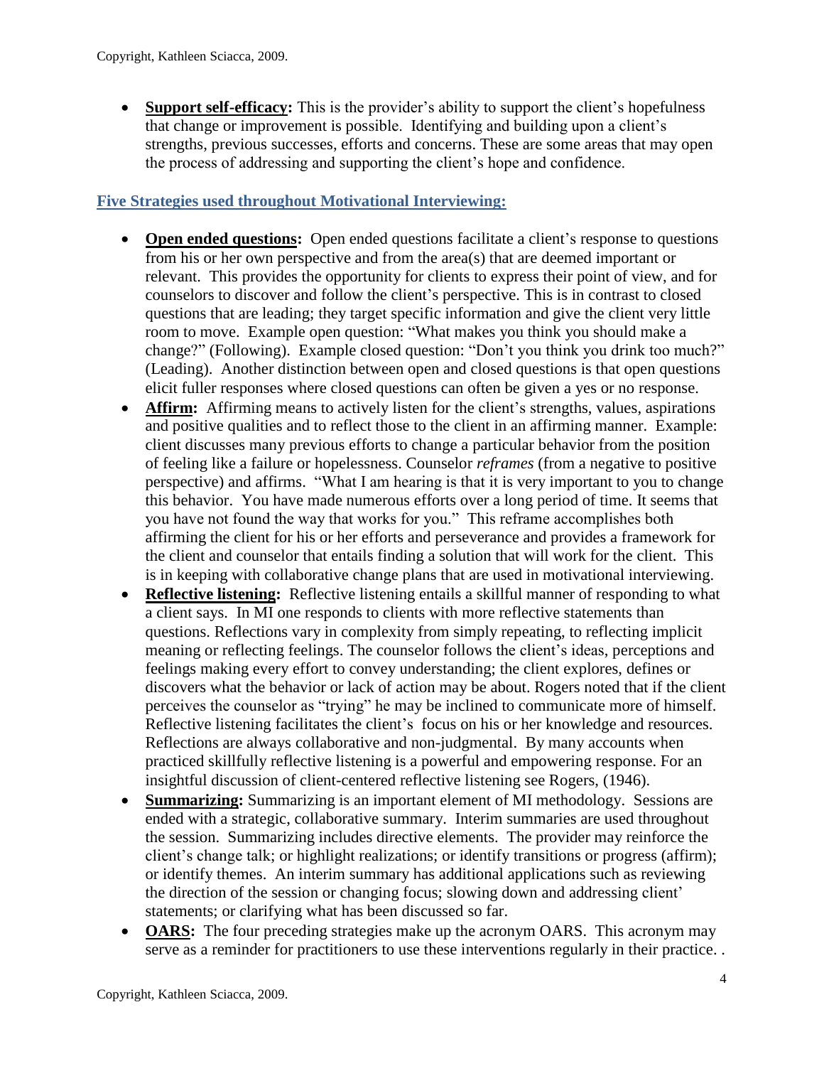- **Support self-efficacy:** This is the provider's ability to support the client's hopefulness that change or improvement is possible. Identifying and building upon a client's strengths, previous successes, efforts and concerns. These are some areas that may open the process of addressing and supporting the client's hope and confidence.

## Five Strategies used throughout Motivational Interviewing:

- **Open ended questions:** Open ended questions facilitate a client's response to questions from his or her own perspective and from the area(s) that are deemed important or relevant. This provides the opportunity for clients to express their point of view, and for counselors to discover and follow the client's perspective. This is in contrast to closed questions that are leading; they target specific information and give the client very little room to move. Example open question: "What makes you think you should make a change?" (Following). Example closed question: "Don't you think you drink too much?" (Leading). Another distinction between open and closed questions is that open questions elicit fuller responses where closed questions can often be given a yes or no response.
- **Affirm:** Affirming means to actively listen for the client's strengths, values, aspirations and positive qualities and to reflect those to the client in an affirming manner. Example: client discusses many previous efforts to change a particular behavior from the position of feeling like a failure or hopelessness. Counselor *reframes* (from a negative to positive perspective) and affirms. "What I am hearing is that it is very important to you to change this behavior. You have made numerous efforts over a long period of time. It seems that you have not found the way that works for you." This reframe accomplishes both affirming the client for his or her efforts and perseverance and provides a framework for the client and counselor that entails finding a solution that will work for the client. This is in keeping with collaborative change plans that are used in motivational interviewing.
- **Reflective listening:** Reflective listening entails a skillful manner of responding to what a client says. In MI one responds to clients with more reflective statements than questions. Reflections vary in complexity from simply repeating, to reflecting implicit meaning or reflecting feelings. The counselor follows the client's ideas, perceptions and feelings making every effort to convey understanding; the client explores, defines or discovers what the behavior or lack of action may be about. Rogers noted that if the client perceives the counselor as "trying" he may be inclined to communicate more of himself. Reflective listening facilitates the client's focus on his or her knowledge and resources. Reflections are always collaborative and non-judgmental. By many accounts when practiced skillfully reflective listening is a powerful and empowering response. For an insightful discussion of client-centered reflective listening see Rogers, (1946).
- **Summarizing:** Summarizing is an important element of MI methodology. Sessions are ended with a strategic, collaborative summary. Interim summaries are used throughout the session. Summarizing includes directive elements. The provider may reinforce the client's change talk; or highlight realizations; or identify transitions or progress (affirm); or identify themes. An interim summary has additional applications such as reviewing the direction of the session or changing focus; slowing down and addressing client' statements; or clarifying what has been discussed so far.
- **OARS:** The four preceding strategies make up the acronym OARS. This acronym may serve as a reminder for practitioners to use these interventions regularly in their practice. .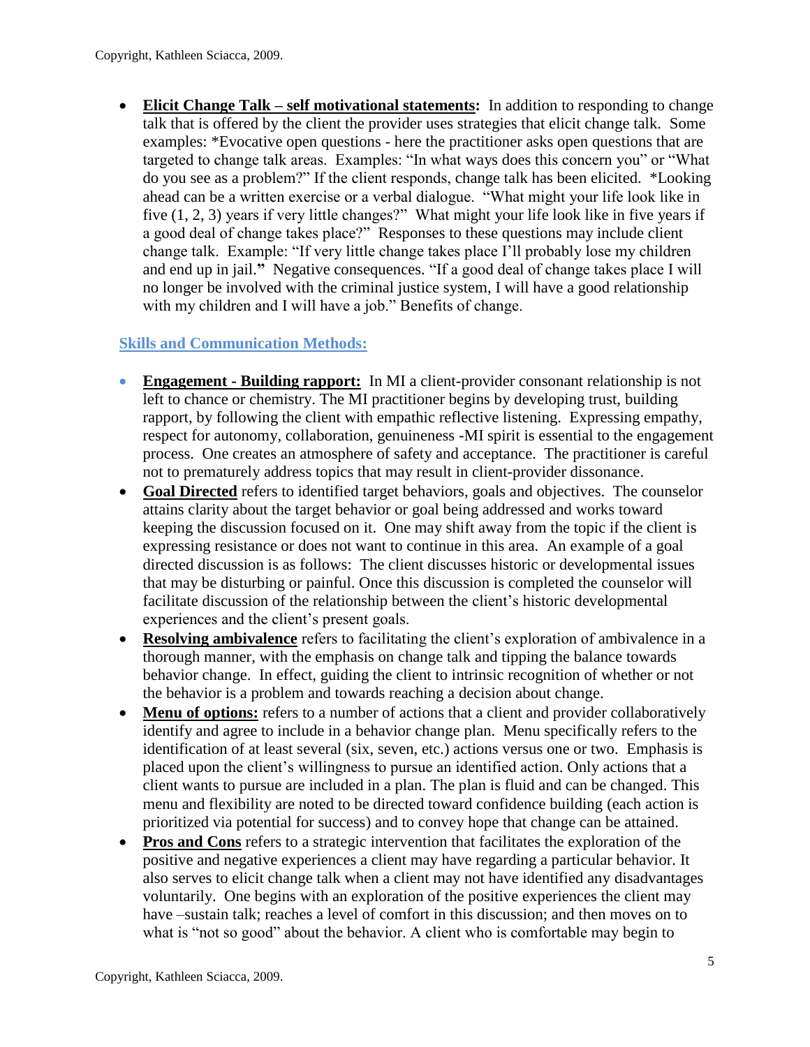- **Elicit Change Talk – self motivational statements:** In addition to responding to change talk that is offered by the client the provider uses strategies that elicit change talk. Some examples: *Evocative open questions - here the practitioner asks open questions that are targeted to change talk areas. Examples: "In what ways does this concern you" or "What do you see as a problem?" If the client responds, change talk has been elicited. *Looking ahead can be a written exercise or a verbal dialogue. "What might your life look like in five (1, 2, 3) years if very little changes?" What might your life look like in five years if a good deal of change takes place?" Responses to these questions may include client change talk. Example: "If very little change takes place I'll probably lose my children and end up in jail." Negative consequences. "If a good deal of change takes place I will no longer be involved with the criminal justice system, I will have a good relationship with my children and I will have a job." Benefits of change.

## Skills and Communication Methods:

- **Engagement - Building rapport:** In MI a client-provider consonant relationship is not left to chance or chemistry. The MI practitioner begins by developing trust, building rapport, by following the client with empathic reflective listening. Expressing empathy, respect for autonomy, collaboration, genuineness -MI spirit is essential to the engagement process. One creates an atmosphere of safety and acceptance. The practitioner is careful not to prematurely address topics that may result in client-provider dissonance.
- **Goal Directed** refers to identified target behaviors, goals and objectives. The counselor attains clarity about the target behavior or goal being addressed and works toward keeping the discussion focused on it. One may shift away from the topic if the client is expressing resistance or does not want to continue in this area. An example of a goal directed discussion is as follows: The client discusses historic or developmental issues that may be disturbing or painful. Once this discussion is completed the counselor will facilitate discussion of the relationship between the client's historic developmental experiences and the client's present goals.
- **Resolving ambivalence** refers to facilitating the client's exploration of ambivalence in a thorough manner, with the emphasis on change talk and tipping the balance towards behavior change. In effect, guiding the client to intrinsic recognition of whether or not the behavior is a problem and towards reaching a decision about change.
- **Menu of options:** refers to a number of actions that a client and provider collaboratively identify and agree to include in a behavior change plan. Menu specifically refers to the identification of at least several (six, seven, etc.) actions versus one or two. Emphasis is placed upon the client's willingness to pursue an identified action. Only actions that a client wants to pursue are included in a plan. The plan is fluid and can be changed. This menu and flexibility are noted to be directed toward confidence building (each action is prioritized via potential for success) and to convey hope that change can be attained.
- **Pros and Cons** refers to a strategic intervention that facilitates the exploration of the positive and negative experiences a client may have regarding a particular behavior. It also serves to elicit change talk when a client may not have identified any disadvantages voluntarily. One begins with an exploration of the positive experiences the client may have –sustain talk; reaches a level of comfort in this discussion; and then moves on to what is "not so good" about the behavior. A client who is comfortable may begin to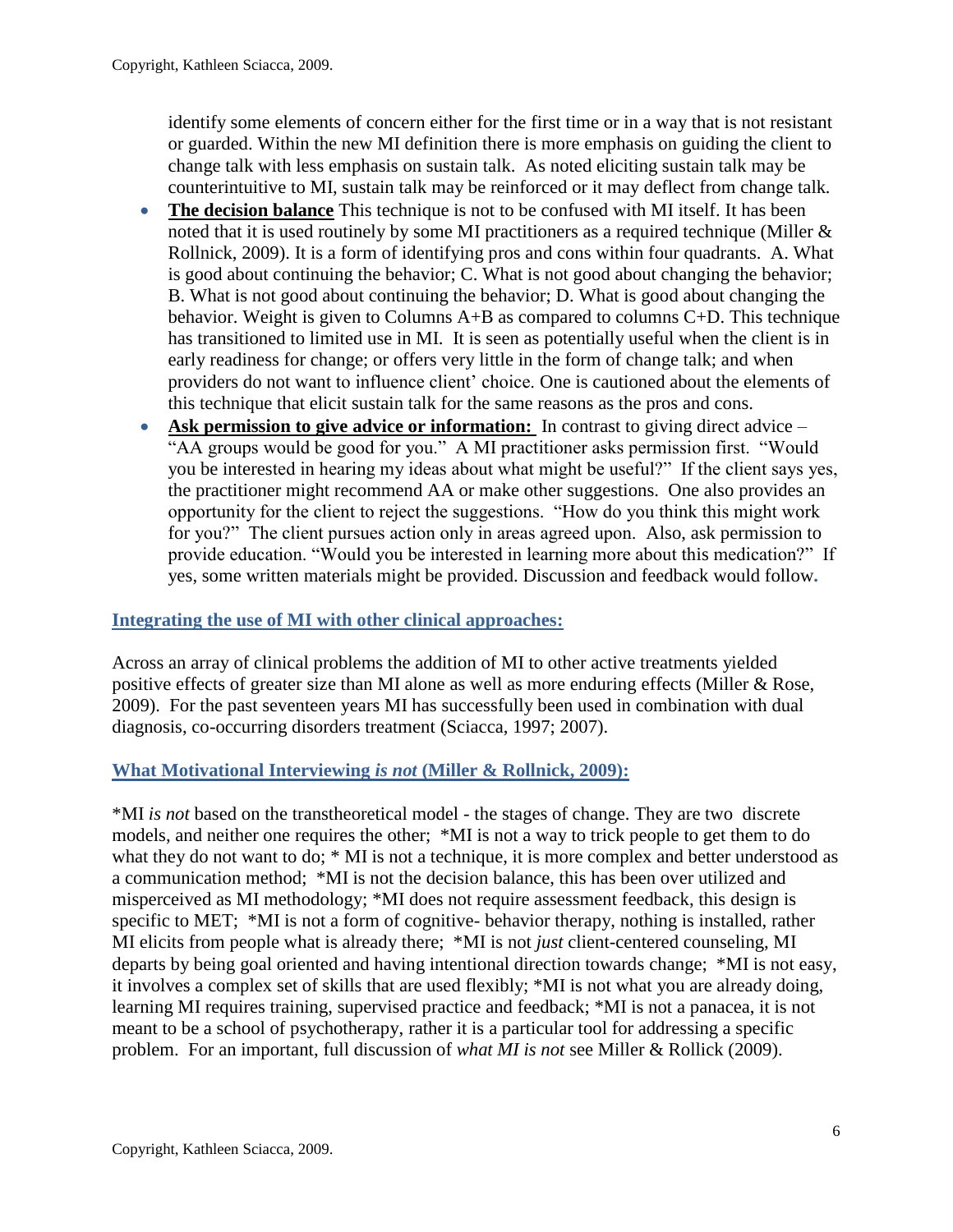identify some elements of concern either for the first time or in a way that is not resistant or guarded. Within the new MI definition there is more emphasis on guiding the client to change talk with less emphasis on sustain talk. As noted eliciting sustain talk may be counterintuitive to MI, sustain talk may be reinforced or it may deflect from change talk.

- **The decision balance** This technique is not to be confused with MI itself. It has been noted that it is used routinely by some MI practitioners as a required technique (Miller & Rollnick, 2009). It is a form of identifying pros and cons within four quadrants. A. What is good about continuing the behavior; C. What is not good about changing the behavior; B. What is not good about continuing the behavior; D. What is good about changing the behavior. Weight is given to Columns A+B as compared to columns C+D. This technique has transitioned to limited use in MI. It is seen as potentially useful when the client is in early readiness for change; or offers very little in the form of change talk; and when providers do not want to influence client' choice. One is cautioned about the elements of this technique that elicit sustain talk for the same reasons as the pros and cons.
- **Ask permission to give advice or information:** In contrast to giving direct advice – "AA groups would be good for you." A MI practitioner asks permission first. "Would you be interested in hearing my ideas about what might be useful?" If the client says yes, the practitioner might recommend AA or make other suggestions. One also provides an opportunity for the client to reject the suggestions. "How do you think this might work for you?" The client pursues action only in areas agreed upon. Also, ask permission to provide education. "Would you be interested in learning more about this medication?" If yes, some written materials might be provided. Discussion and feedback would follow.

## Integrating the use of MI with other clinical approaches:

Across an array of clinical problems the addition of MI to other active treatments yielded positive effects of greater size than MI alone as well as more enduring effects (Miller & Rose, 2009). For the past seventeen years MI has successfully been used in combination with dual diagnosis, co-occurring disorders treatment (Sciacca, 1997; 2007).

## What Motivational Interviewing *is not* (Miller & Rollnick, 2009):

*MI *is not* based on the transtheoretical model - the stages of change. They are two discrete models, and neither one requires the other; *MI is not a way to trick people to get them to do what they do not want to do; * MI is not a technique, it is more complex and better understood as a communication method; *MI is not the decision balance, this has been over utilized and misperceived as MI methodology; *MI does not require assessment feedback, this design is specific to MET; *MI is not a form of cognitive- behavior therapy, nothing is installed, rather MI elicits from people what is already there; *MI is not *just* client-centered counseling, MI departs by being goal oriented and having intentional direction towards change; *MI is not easy, it involves a complex set of skills that are used flexibly; *MI is not what you are already doing, learning MI requires training, supervised practice and feedback; *MI is not a panacea, it is not meant to be a school of psychotherapy, rather it is a particular tool for addressing a specific problem. For an important, full discussion of *what MI is not* see Miller & Rollick (2009).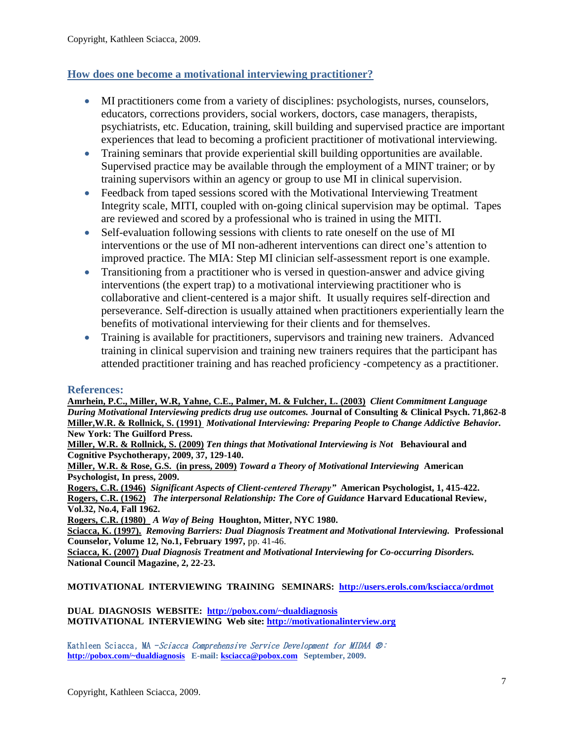## How does one become a motivational interviewing practitioner?

- MI practitioners come from a variety of disciplines: psychologists, nurses, counselors, educators, corrections providers, social workers, doctors, case managers, therapists, psychiatrists, etc. Education, training, skill building and supervised practice are important experiences that lead to becoming a proficient practitioner of motivational interviewing.
- Training seminars that provide experiential skill building opportunities are available. Supervised practice may be available through the employment of a MINT trainer; or by training supervisors within an agency or group to use MI in clinical supervision.
- Feedback from taped sessions scored with the Motivational Interviewing Treatment Integrity scale, MITI, coupled with on-going clinical supervision may be optimal. Tapes are reviewed and scored by a professional who is trained in using the MITI.
- Self-evaluation following sessions with clients to rate oneself on the use of MI interventions or the use of MI non-adherent interventions can direct one's attention to improved practice. The MIA: Step MI clinician self-assessment report is one example.
- Transitioning from a practitioner who is versed in question-answer and advice giving interventions (the expert trap) to a motivational interviewing practitioner who is collaborative and client-centered is a major shift. It usually requires self-direction and perseverance. Self-direction is usually attained when practitioners experientially learn the benefits of motivational interviewing for their clients and for themselves.
- Training is available for practitioners, supervisors and training new trainers. Advanced training in clinical supervision and training new trainers requires that the participant has attended practitioner training and has reached proficiency -competency as a practitioner.

### References:

**Amrhein, P.C., Miller, W.R, Yahne, C.E., Palmer, M. & Fulcher, L. (2003)** ***Client Commitment Language During Motivational Interviewing predicts drug use outcomes.*** **Journal of Consulting & Clinical Psych. 71,862-8**

**Miller,W.R. & Rollnick, S. (1991)** ***Motivational Interviewing: Preparing People to Change Addictive Behavior.*** **New York: The Guilford Press.**

**Miller, W.R. & Rollnick, S. (2009)** ***Ten things that Motivational Interviewing is Not*** **Behavioural and Cognitive Psychotherapy, 2009, 37, 129-140.**

**Miller, W.R. & Rose, G.S. (in press, 2009)** ***Toward a Theory of Motivational Interviewing*** **American Psychologist, In press, 2009.**

**Rogers, C.R. (1946)** ***Significant Aspects of Client-centered Therapy"*** **American Psychologist, 1, 415-422.**

**Rogers, C.R. (1962)** ***The interpersonal Relationship: The Core of Guidance*** **Harvard Educational Review, Vol.32, No.4, Fall 1962.**

**Rogers, C.R. (1980)** ***A Way of Being*** **Houghton, Mitter, NYC 1980.**

**Sciacca, K. (1997).** ***Removing Barriers: Dual Diagnosis Treatment and Motivational Interviewing.*** **Professional Counselor, Volume 12, No.1, February 1997,** pp. 41-46.

**Sciacca, K. (2007)** ***Dual Diagnosis Treatment and Motivational Interviewing for Co-occurring Disorders.*** **National Council Magazine, 2, 22-23.**

**MOTIVATIONAL INTERVIEWING TRAINING SEMINARS: http://users.erols.com/ksciacca/ordmot**

**DUAL DIAGNOSIS WEBSITE: http://pobox.com/~dualdiagnosis**
**MOTIVATIONAL INTERVIEWING Web site: http://motivationalinterview.org**

Kathleen Sciacca, MA -*Sciacca Comprehensive Service Development for MIDAA ®:*
**http://pobox.com/~dualdiagnosis E-mail: ksciacca@pobox.com September, 2009.**